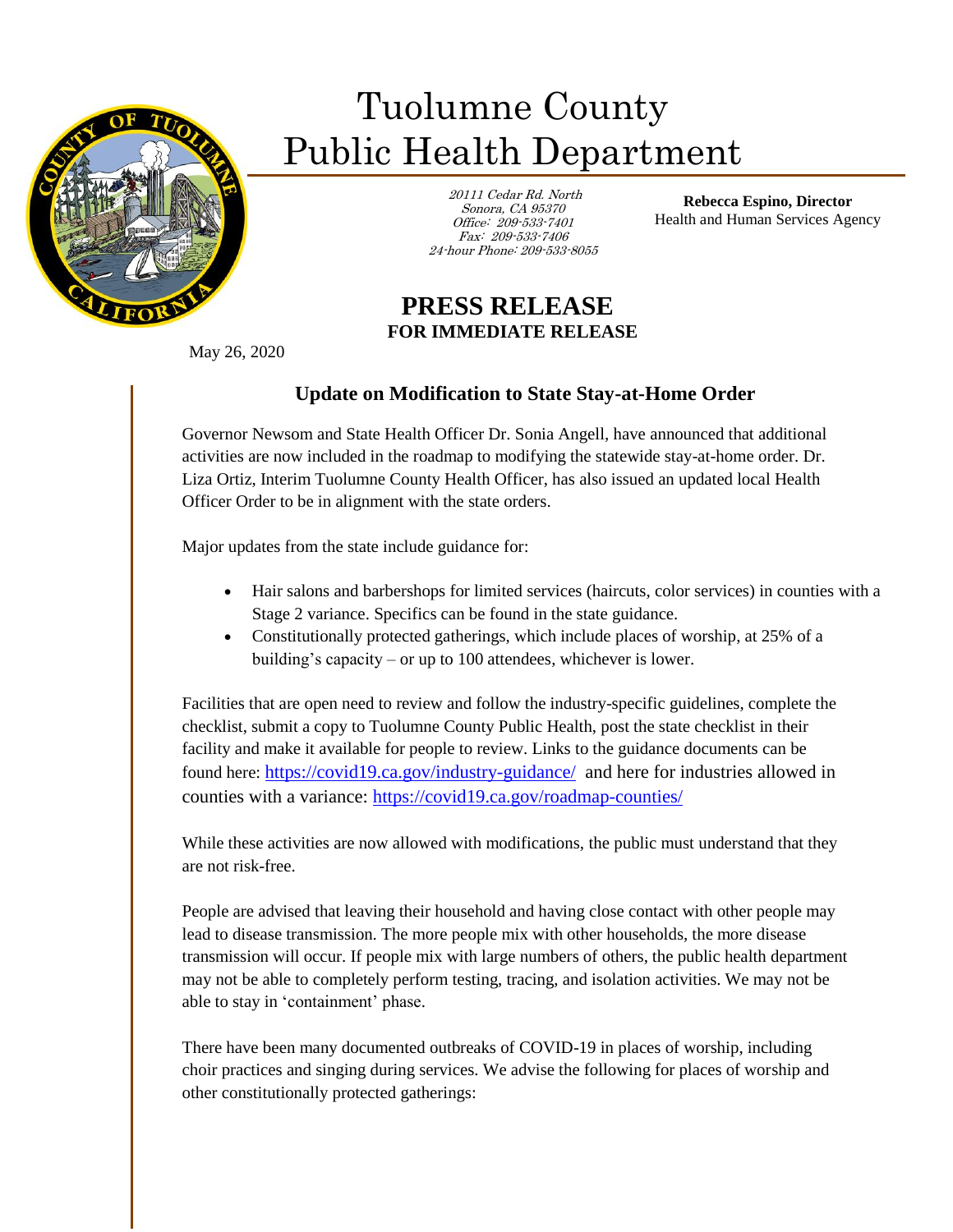# Tuolumne County Public Health Department

20111 Cedar Rd. North
Sonora, CA 95370
Office: 209-533-7401
Fax: 209-533-7406
24-hour Phone: 209-533-8055

**Rebecca Espino, Director**
Health and Human Services Agency

## PRESS RELEASE

**FOR IMMEDIATE RELEASE**

May 26, 2020

### Update on Modification to State Stay-at-Home Order

Governor Newsom and State Health Officer Dr. Sonia Angell, have announced that additional activities are now included in the roadmap to modifying the statewide stay-at-home order. Dr. Liza Ortiz, Interim Tuolumne County Health Officer, has also issued an updated local Health Officer Order to be in alignment with the state orders.

Major updates from the state include guidance for:

- Hair salons and barbershops for limited services (haircuts, color services) in counties with a Stage 2 variance. Specifics can be found in the state guidance.
- Constitutionally protected gatherings, which include places of worship, at 25% of a building's capacity – or up to 100 attendees, whichever is lower.

Facilities that are open need to review and follow the industry-specific guidelines, complete the checklist, submit a copy to Tuolumne County Public Health, post the state checklist in their facility and make it available for people to review. Links to the guidance documents can be found here: https://covid19.ca.gov/industry-guidance/ and here for industries allowed in counties with a variance: https://covid19.ca.gov/roadmap-counties/

While these activities are now allowed with modifications, the public must understand that they are not risk-free.

People are advised that leaving their household and having close contact with other people may lead to disease transmission. The more people mix with other households, the more disease transmission will occur. If people mix with large numbers of others, the public health department may not be able to completely perform testing, tracing, and isolation activities. We may not be able to stay in 'containment' phase.

There have been many documented outbreaks of COVID-19 in places of worship, including choir practices and singing during services. We advise the following for places of worship and other constitutionally protected gatherings: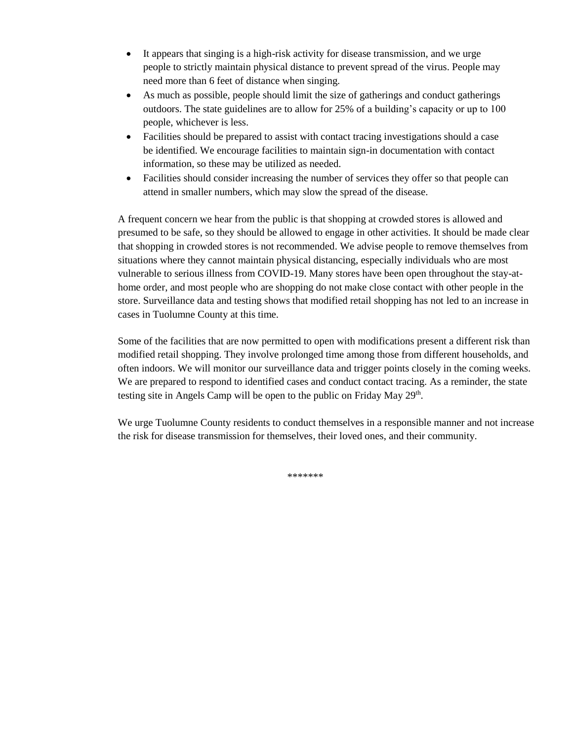- It appears that singing is a high-risk activity for disease transmission, and we urge people to strictly maintain physical distance to prevent spread of the virus. People may need more than 6 feet of distance when singing.
- As much as possible, people should limit the size of gatherings and conduct gatherings outdoors. The state guidelines are to allow for 25% of a building's capacity or up to 100 people, whichever is less.
- Facilities should be prepared to assist with contact tracing investigations should a case be identified. We encourage facilities to maintain sign-in documentation with contact information, so these may be utilized as needed.
- Facilities should consider increasing the number of services they offer so that people can attend in smaller numbers, which may slow the spread of the disease.

A frequent concern we hear from the public is that shopping at crowded stores is allowed and presumed to be safe, so they should be allowed to engage in other activities. It should be made clear that shopping in crowded stores is not recommended. We advise people to remove themselves from situations where they cannot maintain physical distancing, especially individuals who are most vulnerable to serious illness from COVID-19. Many stores have been open throughout the stay-at-home order, and most people who are shopping do not make close contact with other people in the store. Surveillance data and testing shows that modified retail shopping has not led to an increase in cases in Tuolumne County at this time.

Some of the facilities that are now permitted to open with modifications present a different risk than modified retail shopping. They involve prolonged time among those from different households, and often indoors. We will monitor our surveillance data and trigger points closely in the coming weeks. We are prepared to respond to identified cases and conduct contact tracing. As a reminder, the state testing site in Angels Camp will be open to the public on Friday May 29th.

We urge Tuolumne County residents to conduct themselves in a responsible manner and not increase the risk for disease transmission for themselves, their loved ones, and their community.

*******